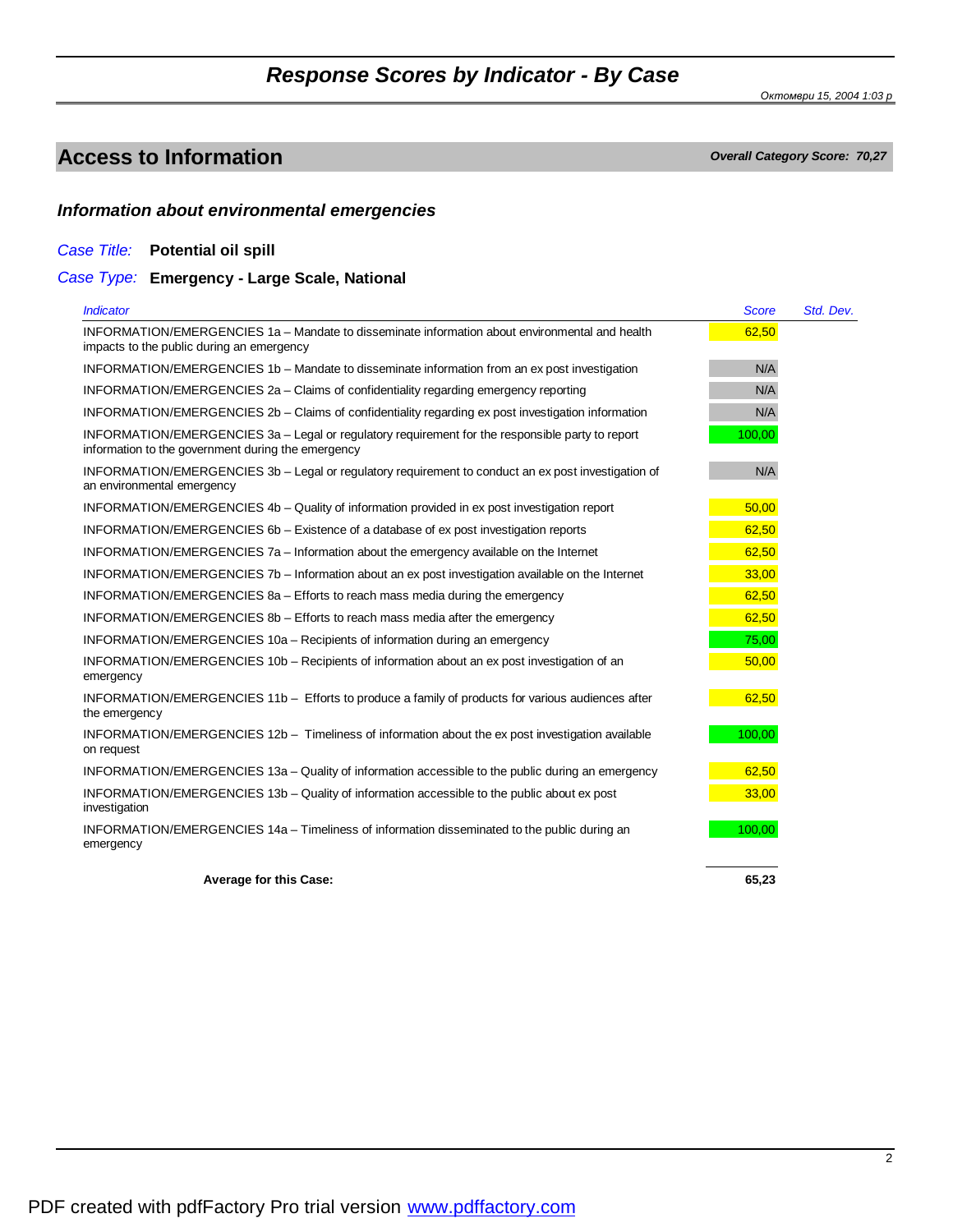# Response Scores by Indicator - By Case

*Октомври 15, 2004 1:03 р*

## Access to Information

***Overall Category Score: 70,27***

### *Information about environmental emergencies*

*Case Title:* **Potential oil spill**

*Case Type:* **Emergency - Large Scale, National**

| *Indicator* | *Score* | *Std. Dev.* |
|---|---|---|
| INFORMATION/EMERGENCIES 1a – Mandate to disseminate information about environmental and health impacts to the public during an emergency | 62,50 | |
| INFORMATION/EMERGENCIES 1b – Mandate to disseminate information from an ex post investigation | N/A | |
| INFORMATION/EMERGENCIES 2a – Claims of confidentiality regarding emergency reporting | N/A | |
| INFORMATION/EMERGENCIES 2b – Claims of confidentiality regarding ex post investigation information | N/A | |
| INFORMATION/EMERGENCIES 3a – Legal or regulatory requirement for the responsible party to report information to the government during the emergency | 100,00 | |
| INFORMATION/EMERGENCIES 3b – Legal or regulatory requirement to conduct an ex post investigation of an environmental emergency | N/A | |
| INFORMATION/EMERGENCIES 4b – Quality of information provided in ex post investigation report | 50,00 | |
| INFORMATION/EMERGENCIES 6b – Existence of a database of ex post investigation reports | 62,50 | |
| INFORMATION/EMERGENCIES 7a – Information about the emergency available on the Internet | 62,50 | |
| INFORMATION/EMERGENCIES 7b – Information about an ex post investigation available on the Internet | 33,00 | |
| INFORMATION/EMERGENCIES 8a – Efforts to reach mass media during the emergency | 62,50 | |
| INFORMATION/EMERGENCIES 8b – Efforts to reach mass media after the emergency | 62,50 | |
| INFORMATION/EMERGENCIES 10a – Recipients of information during an emergency | 75,00 | |
| INFORMATION/EMERGENCIES 10b – Recipients of information about an ex post investigation of an emergency | 50,00 | |
| INFORMATION/EMERGENCIES 11b – Efforts to produce a family of products for various audiences after the emergency | 62,50 | |
| INFORMATION/EMERGENCIES 12b – Timeliness of information about the ex post investigation available on request | 100,00 | |
| INFORMATION/EMERGENCIES 13a – Quality of information accessible to the public during an emergency | 62,50 | |
| INFORMATION/EMERGENCIES 13b – Quality of information accessible to the public about ex post investigation | 33,00 | |
| INFORMATION/EMERGENCIES 14a – Timeliness of information disseminated to the public during an emergency | 100,00 | |
| **Average for this Case:** | **65,23** | |

PDF created with pdfFactory Pro trial version www.pdffactory.com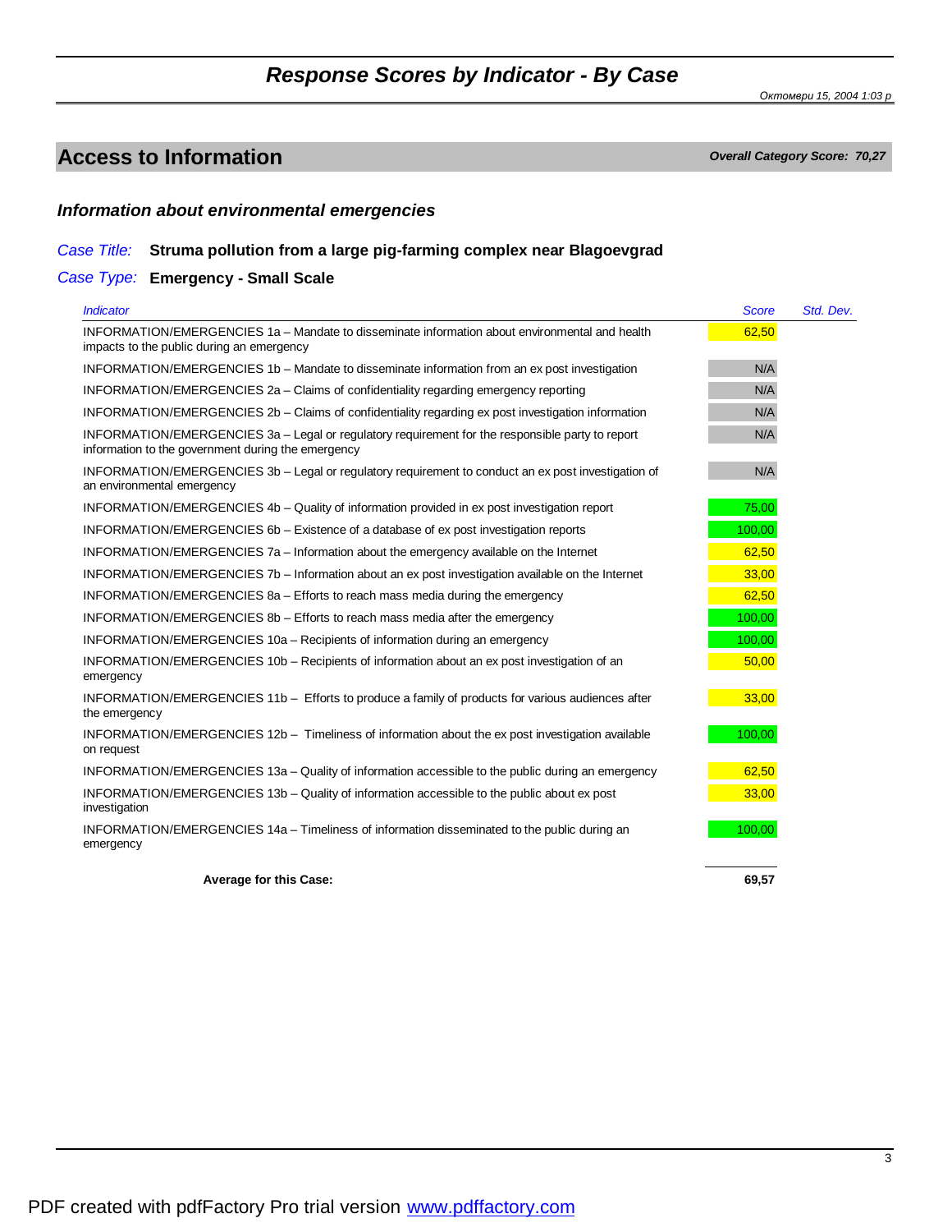# Response Scores by Indicator - By Case

*Октомври 15, 2004 1:03 р*

## Access to Information

***Overall Category Score: 70,27***

### *Information about environmental emergencies*

*Case Title:* **Struma pollution from a large pig-farming complex near Blagoevgrad**

*Case Type:* **Emergency - Small Scale**

| *Indicator* | *Score* | *Std. Dev.* |
|---|---|---|
| INFORMATION/EMERGENCIES 1a – Mandate to disseminate information about environmental and health impacts to the public during an emergency | 62,50 | |
| INFORMATION/EMERGENCIES 1b – Mandate to disseminate information from an ex post investigation | N/A | |
| INFORMATION/EMERGENCIES 2a – Claims of confidentiality regarding emergency reporting | N/A | |
| INFORMATION/EMERGENCIES 2b – Claims of confidentiality regarding ex post investigation information | N/A | |
| INFORMATION/EMERGENCIES 3a – Legal or regulatory requirement for the responsible party to report information to the government during the emergency | N/A | |
| INFORMATION/EMERGENCIES 3b – Legal or regulatory requirement to conduct an ex post investigation of an environmental emergency | N/A | |
| INFORMATION/EMERGENCIES 4b – Quality of information provided in ex post investigation report | 75,00 | |
| INFORMATION/EMERGENCIES 6b – Existence of a database of ex post investigation reports | 100,00 | |
| INFORMATION/EMERGENCIES 7a – Information about the emergency available on the Internet | 62,50 | |
| INFORMATION/EMERGENCIES 7b – Information about an ex post investigation available on the Internet | 33,00 | |
| INFORMATION/EMERGENCIES 8a – Efforts to reach mass media during the emergency | 62,50 | |
| INFORMATION/EMERGENCIES 8b – Efforts to reach mass media after the emergency | 100,00 | |
| INFORMATION/EMERGENCIES 10a – Recipients of information during an emergency | 100,00 | |
| INFORMATION/EMERGENCIES 10b – Recipients of information about an ex post investigation of an emergency | 50,00 | |
| INFORMATION/EMERGENCIES 11b – Efforts to produce a family of products for various audiences after the emergency | 33,00 | |
| INFORMATION/EMERGENCIES 12b – Timeliness of information about the ex post investigation available on request | 100,00 | |
| INFORMATION/EMERGENCIES 13a – Quality of information accessible to the public during an emergency | 62,50 | |
| INFORMATION/EMERGENCIES 13b – Quality of information accessible to the public about ex post investigation | 33,00 | |
| INFORMATION/EMERGENCIES 14a – Timeliness of information disseminated to the public during an emergency | 100,00 | |
| **Average for this Case:** | **69,57** | |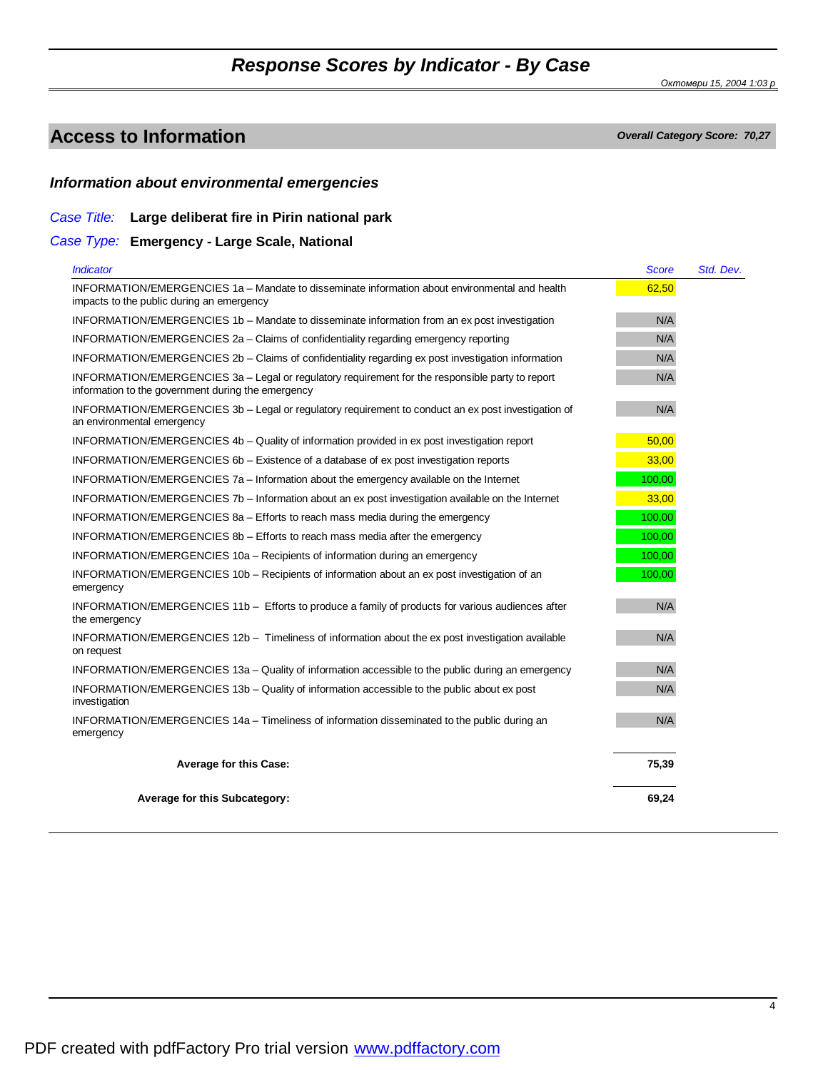## Response Scores by Indicator - By Case

*Октомври 15, 2004 1:03 р*

## Access to Information

***Overall Category Score: 70,27***

### *Information about environmental emergencies*

*Case Title:* **Large deliberat fire in Pirin national park**

*Case Type:* **Emergency - Large Scale, National**

| *Indicator* | *Score* | *Std. Dev.* |
|---|---|---|
| INFORMATION/EMERGENCIES 1a – Mandate to disseminate information about environmental and health impacts to the public during an emergency | 62,50 | |
| INFORMATION/EMERGENCIES 1b – Mandate to disseminate information from an ex post investigation | N/A | |
| INFORMATION/EMERGENCIES 2a – Claims of confidentiality regarding emergency reporting | N/A | |
| INFORMATION/EMERGENCIES 2b – Claims of confidentiality regarding ex post investigation information | N/A | |
| INFORMATION/EMERGENCIES 3a – Legal or regulatory requirement for the responsible party to report information to the government during the emergency | N/A | |
| INFORMATION/EMERGENCIES 3b – Legal or regulatory requirement to conduct an ex post investigation of an environmental emergency | N/A | |
| INFORMATION/EMERGENCIES 4b – Quality of information provided in ex post investigation report | 50,00 | |
| INFORMATION/EMERGENCIES 6b – Existence of a database of ex post investigation reports | 33,00 | |
| INFORMATION/EMERGENCIES 7a – Information about the emergency available on the Internet | 100,00 | |
| INFORMATION/EMERGENCIES 7b – Information about an ex post investigation available on the Internet | 33,00 | |
| INFORMATION/EMERGENCIES 8a – Efforts to reach mass media during the emergency | 100,00 | |
| INFORMATION/EMERGENCIES 8b – Efforts to reach mass media after the emergency | 100,00 | |
| INFORMATION/EMERGENCIES 10a – Recipients of information during an emergency | 100,00 | |
| INFORMATION/EMERGENCIES 10b – Recipients of information about an ex post investigation of an emergency | 100,00 | |
| INFORMATION/EMERGENCIES 11b – Efforts to produce a family of products for various audiences after the emergency | N/A | |
| INFORMATION/EMERGENCIES 12b – Timeliness of information about the ex post investigation available on request | N/A | |
| INFORMATION/EMERGENCIES 13a – Quality of information accessible to the public during an emergency | N/A | |
| INFORMATION/EMERGENCIES 13b – Quality of information accessible to the public about ex post investigation | N/A | |
| INFORMATION/EMERGENCIES 14a – Timeliness of information disseminated to the public during an emergency | N/A | |
| **Average for this Case:** | **75,39** | |
| **Average for this Subcategory:** | **69,24** | |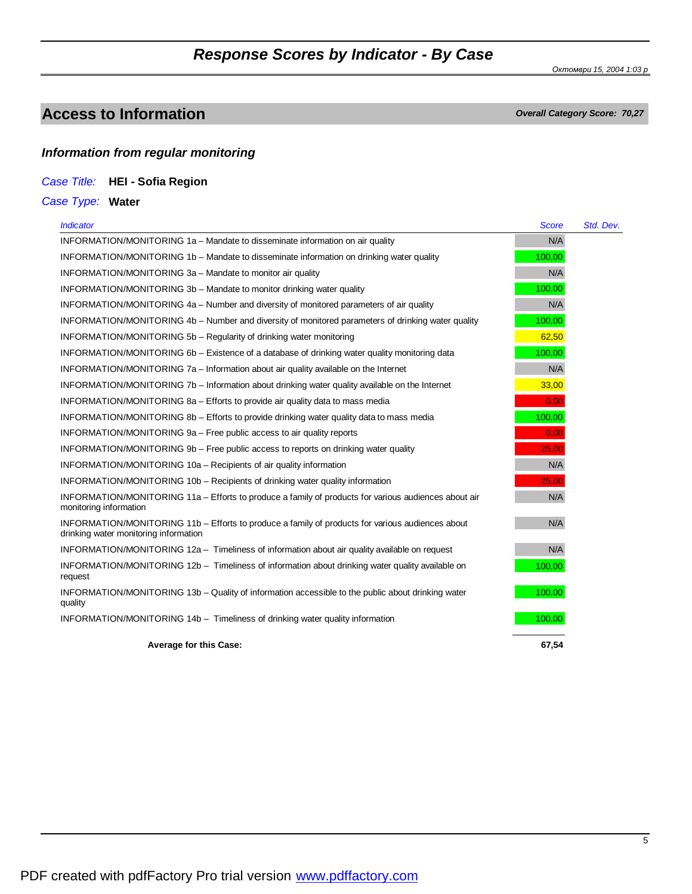# Response Scores by Indicator - By Case

*Октомври 15, 2004 1:03 р*

## Access to Information

***Overall Category Score: 70,27***

### *Information from regular monitoring*

*Case Title:* **HEI - Sofia Region**

*Case Type:* **Water**

| *Indicator* | *Score* | *Std. Dev.* |
|---|---|---|
| INFORMATION/MONITORING 1a – Mandate to disseminate information on air quality | N/A | |
| INFORMATION/MONITORING 1b – Mandate to disseminate information on drinking water quality | 100,00 | |
| INFORMATION/MONITORING 3a – Mandate to monitor air quality | N/A | |
| INFORMATION/MONITORING 3b – Mandate to monitor drinking water quality | 100,00 | |
| INFORMATION/MONITORING 4a – Number and diversity of monitored parameters of air quality | N/A | |
| INFORMATION/MONITORING 4b – Number and diversity of monitored parameters of drinking water quality | 100,00 | |
| INFORMATION/MONITORING 5b – Regularity of drinking water monitoring | 62,50 | |
| INFORMATION/MONITORING 6b – Existence of a database of drinking water quality monitoring data | 100,00 | |
| INFORMATION/MONITORING 7a – Information about air quality available on the Internet | N/A | |
| INFORMATION/MONITORING 7b – Information about drinking water quality available on the Internet | 33,00 | |
| INFORMATION/MONITORING 8a – Efforts to provide air quality data to mass media | 0,00 | |
| INFORMATION/MONITORING 8b – Efforts to provide drinking water quality data to mass media | 100,00 | |
| INFORMATION/MONITORING 9a – Free public access to air quality reports | 0,00 | |
| INFORMATION/MONITORING 9b – Free public access to reports on drinking water quality | 25,00 | |
| INFORMATION/MONITORING 10a – Recipients of air quality information | N/A | |
| INFORMATION/MONITORING 10b – Recipients of drinking water quality information | 25,00 | |
| INFORMATION/MONITORING 11a – Efforts to produce a family of products for various audiences about air monitoring information | N/A | |
| INFORMATION/MONITORING 11b – Efforts to produce a family of products for various audiences about drinking water monitoring information | N/A | |
| INFORMATION/MONITORING 12a – Timeliness of information about air quality available on request | N/A | |
| INFORMATION/MONITORING 12b – Timeliness of information about drinking water quality available on request | 100,00 | |
| INFORMATION/MONITORING 13b – Quality of information accessible to the public about drinking water quality | 100,00 | |
| INFORMATION/MONITORING 14b – Timeliness of drinking water quality information | 100,00 | |
| **Average for this Case:** | **67,54** | |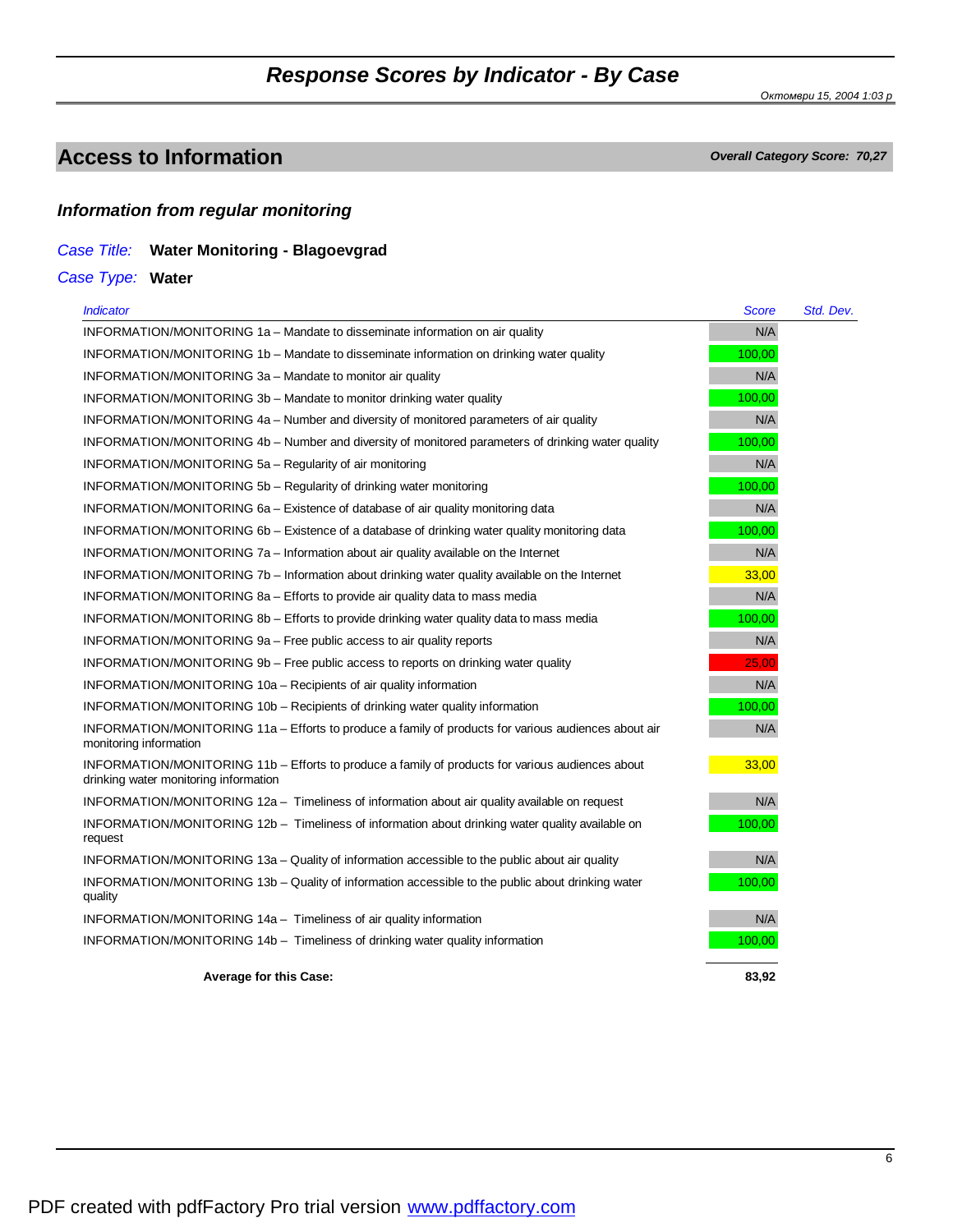# Response Scores by Indicator - By Case

## Access to Information

***Overall Category Score: 70,27***

### *Information from regular monitoring*

*Case Title:* **Water Monitoring - Blagoevgrad**

*Case Type:* **Water**

| *Indicator* | *Score* | *Std. Dev.* |
|---|---|---|
| INFORMATION/MONITORING 1a – Mandate to disseminate information on air quality | N/A | |
| INFORMATION/MONITORING 1b – Mandate to disseminate information on drinking water quality | 100,00 | |
| INFORMATION/MONITORING 3a – Mandate to monitor air quality | N/A | |
| INFORMATION/MONITORING 3b – Mandate to monitor drinking water quality | 100,00 | |
| INFORMATION/MONITORING 4a – Number and diversity of monitored parameters of air quality | N/A | |
| INFORMATION/MONITORING 4b – Number and diversity of monitored parameters of drinking water quality | 100,00 | |
| INFORMATION/MONITORING 5a – Regularity of air monitoring | N/A | |
| INFORMATION/MONITORING 5b – Regularity of drinking water monitoring | 100,00 | |
| INFORMATION/MONITORING 6a – Existence of database of air quality monitoring data | N/A | |
| INFORMATION/MONITORING 6b – Existence of a database of drinking water quality monitoring data | 100,00 | |
| INFORMATION/MONITORING 7a – Information about air quality available on the Internet | N/A | |
| INFORMATION/MONITORING 7b – Information about drinking water quality available on the Internet | 33,00 | |
| INFORMATION/MONITORING 8a – Efforts to provide air quality data to mass media | N/A | |
| INFORMATION/MONITORING 8b – Efforts to provide drinking water quality data to mass media | 100,00 | |
| INFORMATION/MONITORING 9a – Free public access to air quality reports | N/A | |
| INFORMATION/MONITORING 9b – Free public access to reports on drinking water quality | 25,00 | |
| INFORMATION/MONITORING 10a – Recipients of air quality information | N/A | |
| INFORMATION/MONITORING 10b – Recipients of drinking water quality information | 100,00 | |
| INFORMATION/MONITORING 11a – Efforts to produce a family of products for various audiences about air monitoring information | N/A | |
| INFORMATION/MONITORING 11b – Efforts to produce a family of products for various audiences about drinking water monitoring information | 33,00 | |
| INFORMATION/MONITORING 12a – Timeliness of information about air quality available on request | N/A | |
| INFORMATION/MONITORING 12b – Timeliness of information about drinking water quality available on request | 100,00 | |
| INFORMATION/MONITORING 13a – Quality of information accessible to the public about air quality | N/A | |
| INFORMATION/MONITORING 13b – Quality of information accessible to the public about drinking water quality | 100,00 | |
| INFORMATION/MONITORING 14a – Timeliness of air quality information | N/A | |
| INFORMATION/MONITORING 14b – Timeliness of drinking water quality information | 100,00 | |
| **Average for this Case:** | **83,92** | |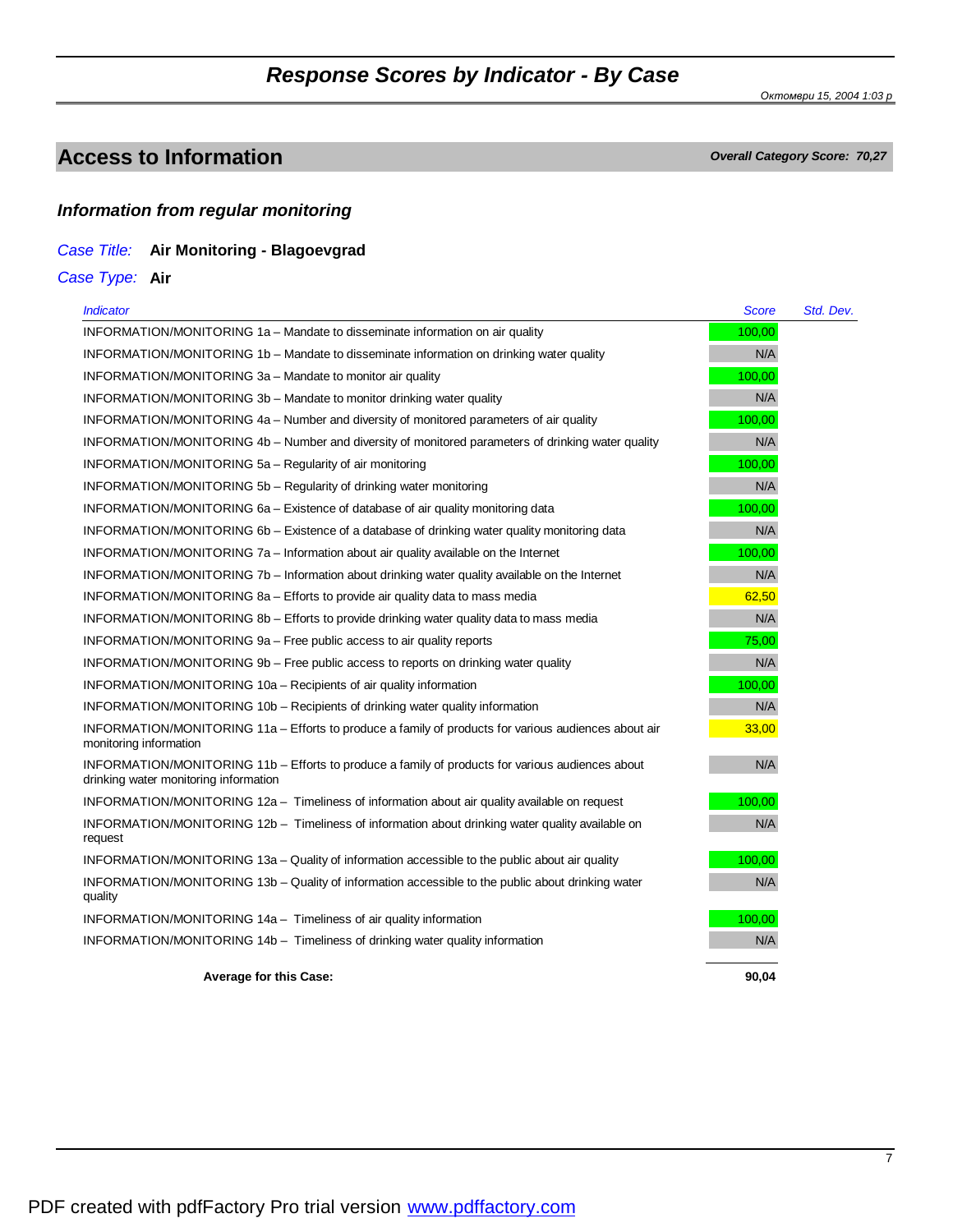# Response Scores by Indicator - By Case

*Октомври 15, 2004 1:03 р*

## Access to Information

***Overall Category Score: 70,27***

### *Information from regular monitoring*

*Case Title:* **Air Monitoring - Blagoevgrad**

*Case Type:* **Air**

| *Indicator* | *Score* | *Std. Dev.* |
|---|---|---|
| INFORMATION/MONITORING 1a – Mandate to disseminate information on air quality | 100,00 | |
| INFORMATION/MONITORING 1b – Mandate to disseminate information on drinking water quality | N/A | |
| INFORMATION/MONITORING 3a – Mandate to monitor air quality | 100,00 | |
| INFORMATION/MONITORING 3b – Mandate to monitor drinking water quality | N/A | |
| INFORMATION/MONITORING 4a – Number and diversity of monitored parameters of air quality | 100,00 | |
| INFORMATION/MONITORING 4b – Number and diversity of monitored parameters of drinking water quality | N/A | |
| INFORMATION/MONITORING 5a – Regularity of air monitoring | 100,00 | |
| INFORMATION/MONITORING 5b – Regularity of drinking water monitoring | N/A | |
| INFORMATION/MONITORING 6a – Existence of database of air quality monitoring data | 100,00 | |
| INFORMATION/MONITORING 6b – Existence of a database of drinking water quality monitoring data | N/A | |
| INFORMATION/MONITORING 7a – Information about air quality available on the Internet | 100,00 | |
| INFORMATION/MONITORING 7b – Information about drinking water quality available on the Internet | N/A | |
| INFORMATION/MONITORING 8a – Efforts to provide air quality data to mass media | 62,50 | |
| INFORMATION/MONITORING 8b – Efforts to provide drinking water quality data to mass media | N/A | |
| INFORMATION/MONITORING 9a – Free public access to air quality reports | 75,00 | |
| INFORMATION/MONITORING 9b – Free public access to reports on drinking water quality | N/A | |
| INFORMATION/MONITORING 10a – Recipients of air quality information | 100,00 | |
| INFORMATION/MONITORING 10b – Recipients of drinking water quality information | N/A | |
| INFORMATION/MONITORING 11a – Efforts to produce a family of products for various audiences about air monitoring information | 33,00 | |
| INFORMATION/MONITORING 11b – Efforts to produce a family of products for various audiences about drinking water monitoring information | N/A | |
| INFORMATION/MONITORING 12a – Timeliness of information about air quality available on request | 100,00 | |
| INFORMATION/MONITORING 12b – Timeliness of information about drinking water quality available on request | N/A | |
| INFORMATION/MONITORING 13a – Quality of information accessible to the public about air quality | 100,00 | |
| INFORMATION/MONITORING 13b – Quality of information accessible to the public about drinking water quality | N/A | |
| INFORMATION/MONITORING 14a – Timeliness of air quality information | 100,00 | |
| INFORMATION/MONITORING 14b – Timeliness of drinking water quality information | N/A | |
| **Average for this Case:** | **90,04** | |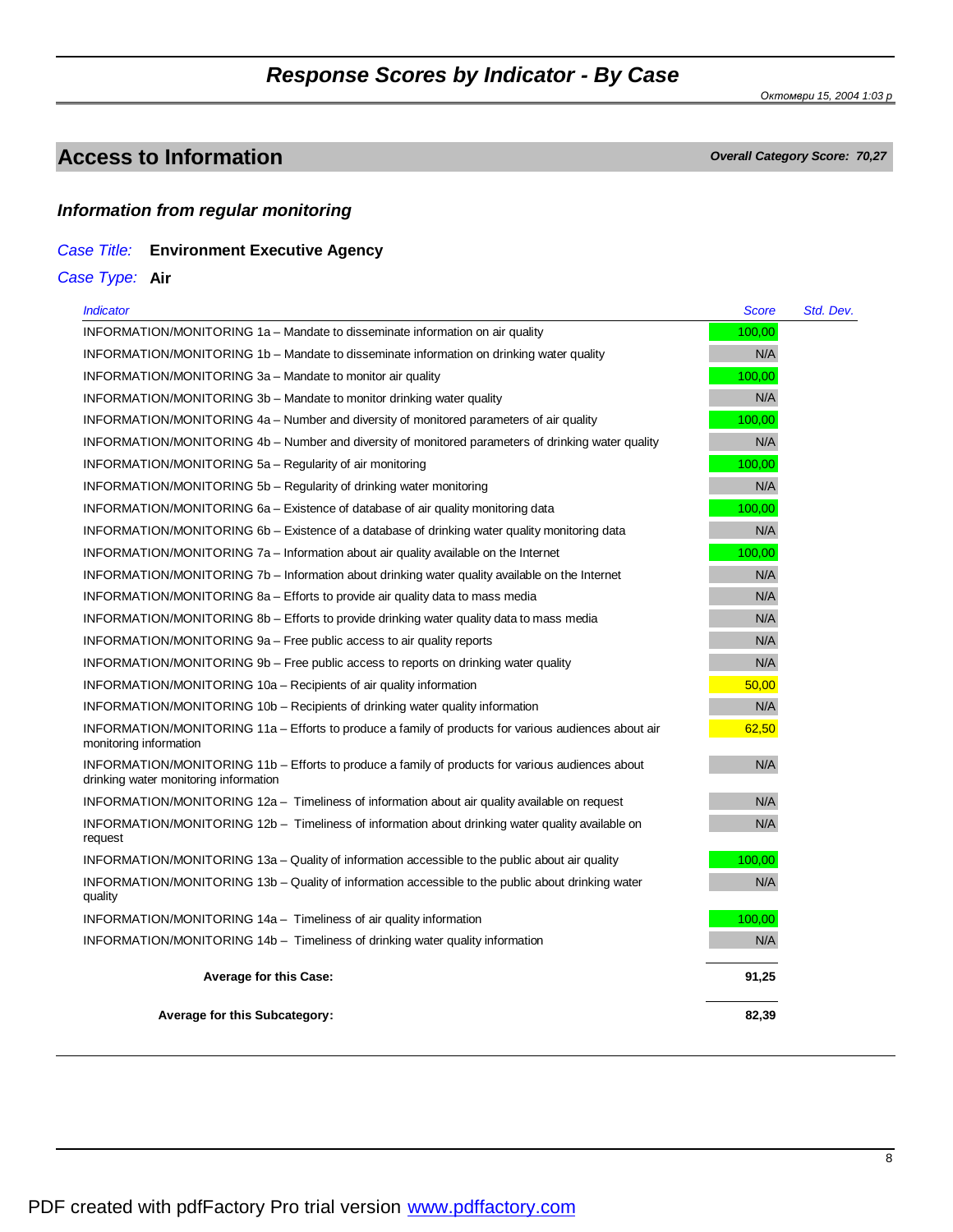# Response Scores by Indicator - By Case

*Октомври 15, 2004 1:03 p*

## Access to Information

***Overall Category Score: 70,27***

### *Information from regular monitoring*

*Case Title:* **Environment Executive Agency**

*Case Type:* **Air**

| *Indicator* | *Score* | *Std. Dev.* |
|---|---|---|
| INFORMATION/MONITORING 1a – Mandate to disseminate information on air quality | 100,00 | |
| INFORMATION/MONITORING 1b – Mandate to disseminate information on drinking water quality | N/A | |
| INFORMATION/MONITORING 3a – Mandate to monitor air quality | 100,00 | |
| INFORMATION/MONITORING 3b – Mandate to monitor drinking water quality | N/A | |
| INFORMATION/MONITORING 4a – Number and diversity of monitored parameters of air quality | 100,00 | |
| INFORMATION/MONITORING 4b – Number and diversity of monitored parameters of drinking water quality | N/A | |
| INFORMATION/MONITORING 5a – Regularity of air monitoring | 100,00 | |
| INFORMATION/MONITORING 5b – Regularity of drinking water monitoring | N/A | |
| INFORMATION/MONITORING 6a – Existence of database of air quality monitoring data | 100,00 | |
| INFORMATION/MONITORING 6b – Existence of a database of drinking water quality monitoring data | N/A | |
| INFORMATION/MONITORING 7a – Information about air quality available on the Internet | 100,00 | |
| INFORMATION/MONITORING 7b – Information about drinking water quality available on the Internet | N/A | |
| INFORMATION/MONITORING 8a – Efforts to provide air quality data to mass media | N/A | |
| INFORMATION/MONITORING 8b – Efforts to provide drinking water quality data to mass media | N/A | |
| INFORMATION/MONITORING 9a – Free public access to air quality reports | N/A | |
| INFORMATION/MONITORING 9b – Free public access to reports on drinking water quality | N/A | |
| INFORMATION/MONITORING 10a – Recipients of air quality information | 50,00 | |
| INFORMATION/MONITORING 10b – Recipients of drinking water quality information | N/A | |
| INFORMATION/MONITORING 11a – Efforts to produce a family of products for various audiences about air monitoring information | 62,50 | |
| INFORMATION/MONITORING 11b – Efforts to produce a family of products for various audiences about drinking water monitoring information | N/A | |
| INFORMATION/MONITORING 12a – Timeliness of information about air quality available on request | N/A | |
| INFORMATION/MONITORING 12b – Timeliness of information about drinking water quality available on request | N/A | |
| INFORMATION/MONITORING 13a – Quality of information accessible to the public about air quality | 100,00 | |
| INFORMATION/MONITORING 13b – Quality of information accessible to the public about drinking water quality | N/A | |
| INFORMATION/MONITORING 14a – Timeliness of air quality information | 100,00 | |
| INFORMATION/MONITORING 14b – Timeliness of drinking water quality information | N/A | |
| **Average for this Case:** | **91,25** | |
| **Average for this Subcategory:** | **82,39** | |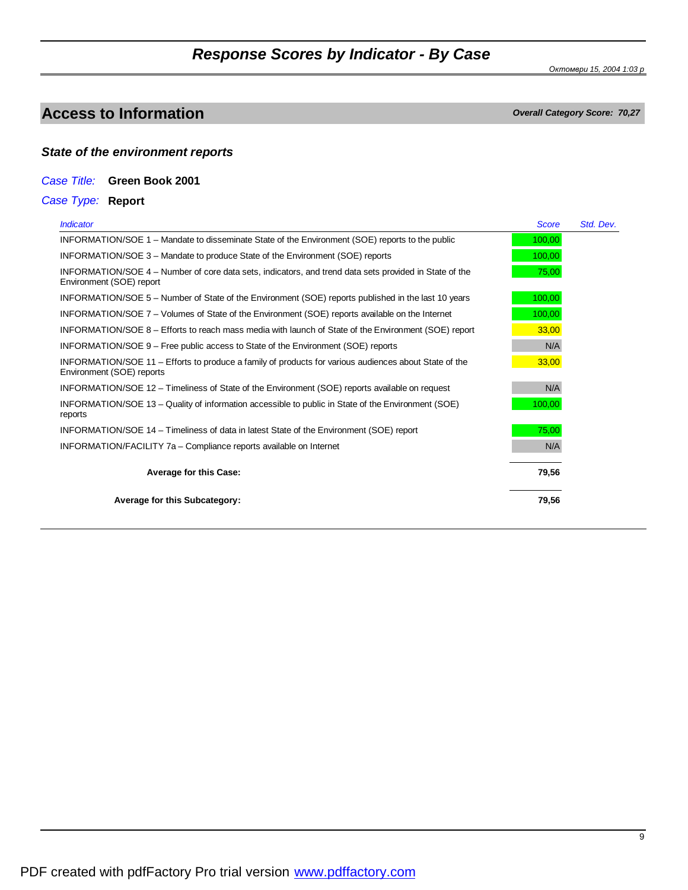# Response Scores by Indicator - By Case

*Октомври 15, 2004 1:03 р*

## Access to Information

***Overall Category Score: 70,27***

### *State of the environment reports*

*Case Title:* **Green Book 2001**

*Case Type:* **Report**

| *Indicator* | *Score* | *Std. Dev.* |
|---|---|---|
| INFORMATION/SOE 1 – Mandate to disseminate State of the Environment (SOE) reports to the public | 100,00 | |
| INFORMATION/SOE 3 – Mandate to produce State of the Environment (SOE) reports | 100,00 | |
| INFORMATION/SOE 4 – Number of core data sets, indicators, and trend data sets provided in State of the Environment (SOE) report | 75,00 | |
| INFORMATION/SOE 5 – Number of State of the Environment (SOE) reports published in the last 10 years | 100,00 | |
| INFORMATION/SOE 7 – Volumes of State of the Environment (SOE) reports available on the Internet | 100,00 | |
| INFORMATION/SOE 8 – Efforts to reach mass media with launch of State of the Environment (SOE) report | 33,00 | |
| INFORMATION/SOE 9 – Free public access to State of the Environment (SOE) reports | N/A | |
| INFORMATION/SOE 11 – Efforts to produce a family of products for various audiences about State of the Environment (SOE) reports | 33,00 | |
| INFORMATION/SOE 12 – Timeliness of State of the Environment (SOE) reports available on request | N/A | |
| INFORMATION/SOE 13 – Quality of information accessible to public in State of the Environment (SOE) reports | 100,00 | |
| INFORMATION/SOE 14 – Timeliness of data in latest State of the Environment (SOE) report | 75,00 | |
| INFORMATION/FACILITY 7a – Compliance reports available on Internet | N/A | |
| **Average for this Case:** | **79,56** | |
| **Average for this Subcategory:** | **79,56** | |

PDF created with pdfFactory Pro trial version www.pdffactory.com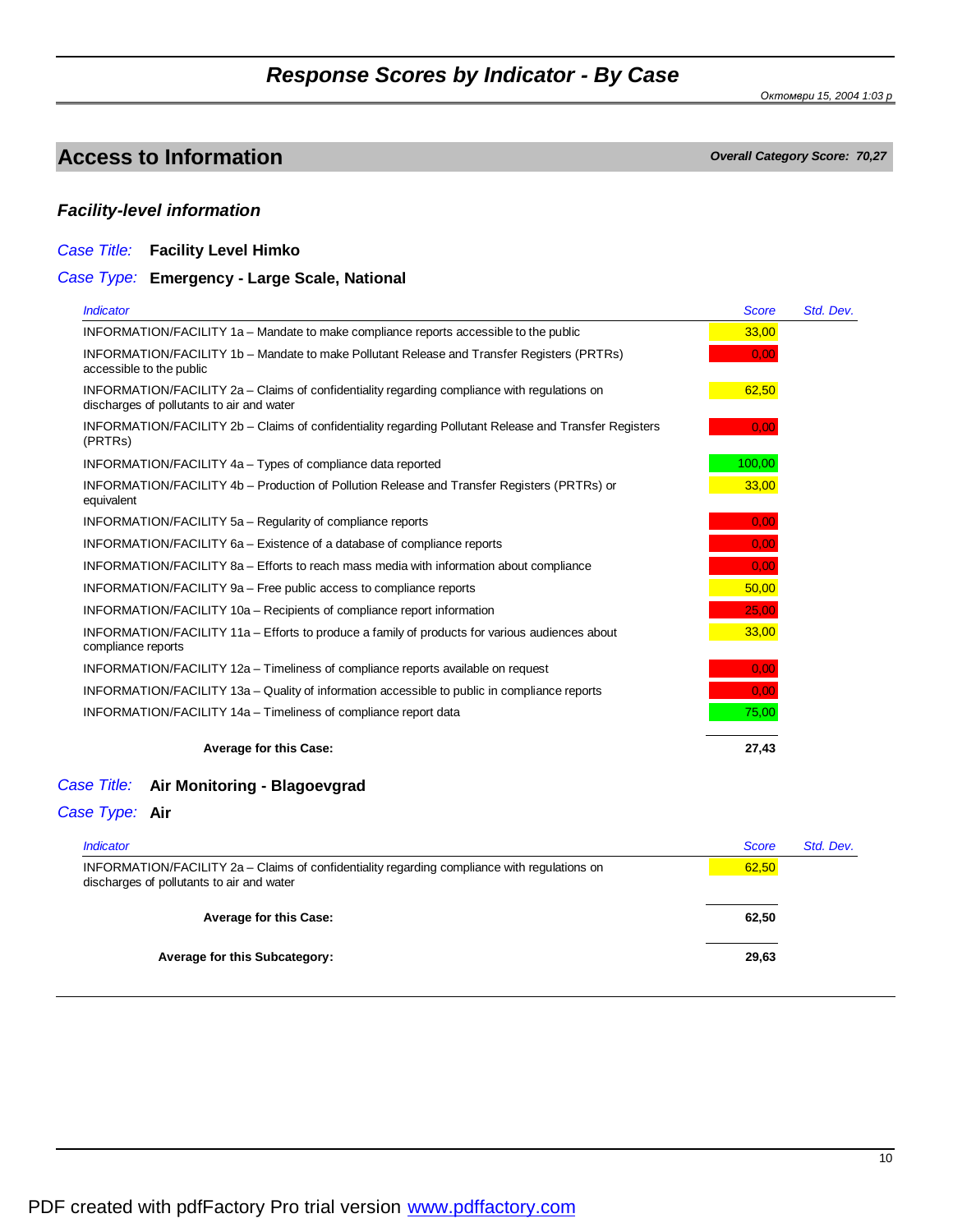# *Response Scores by Indicator - By Case*

*Октомври 15, 2004 1:03 р*

## Access to Information

***Overall Category Score: 70,27***

### *Facility-level information*

*Case Title:* **Facility Level Himko**

*Case Type:* **Emergency - Large Scale, National**

| *Indicator* | *Score* | *Std. Dev.* |
|---|---|---|
| INFORMATION/FACILITY 1a – Mandate to make compliance reports accessible to the public | 33,00 | |
| INFORMATION/FACILITY 1b – Mandate to make Pollutant Release and Transfer Registers (PRTRs) accessible to the public | 0,00 | |
| INFORMATION/FACILITY 2a – Claims of confidentiality regarding compliance with regulations on discharges of pollutants to air and water | 62,50 | |
| INFORMATION/FACILITY 2b – Claims of confidentiality regarding Pollutant Release and Transfer Registers (PRTRs) | 0,00 | |
| INFORMATION/FACILITY 4a – Types of compliance data reported | 100,00 | |
| INFORMATION/FACILITY 4b – Production of Pollution Release and Transfer Registers (PRTRs) or equivalent | 33,00 | |
| INFORMATION/FACILITY 5a – Regularity of compliance reports | 0,00 | |
| INFORMATION/FACILITY 6a – Existence of a database of compliance reports | 0,00 | |
| INFORMATION/FACILITY 8a – Efforts to reach mass media with information about compliance | 0,00 | |
| INFORMATION/FACILITY 9a – Free public access to compliance reports | 50,00 | |
| INFORMATION/FACILITY 10a – Recipients of compliance report information | 25,00 | |
| INFORMATION/FACILITY 11a – Efforts to produce a family of products for various audiences about compliance reports | 33,00 | |
| INFORMATION/FACILITY 12a – Timeliness of compliance reports available on request | 0,00 | |
| INFORMATION/FACILITY 13a – Quality of information accessible to public in compliance reports | 0,00 | |
| INFORMATION/FACILITY 14a – Timeliness of compliance report data | 75,00 | |
| **Average for this Case:** | **27,43** | |

*Case Title:* **Air Monitoring - Blagoevgrad**

*Case Type:* **Air**

| *Indicator* | *Score* | *Std. Dev.* |
|---|---|---|
| INFORMATION/FACILITY 2a – Claims of confidentiality regarding compliance with regulations on discharges of pollutants to air and water | 62,50 | |
| **Average for this Case:** | **62,50** | |
| **Average for this Subcategory:** | **29,63** | |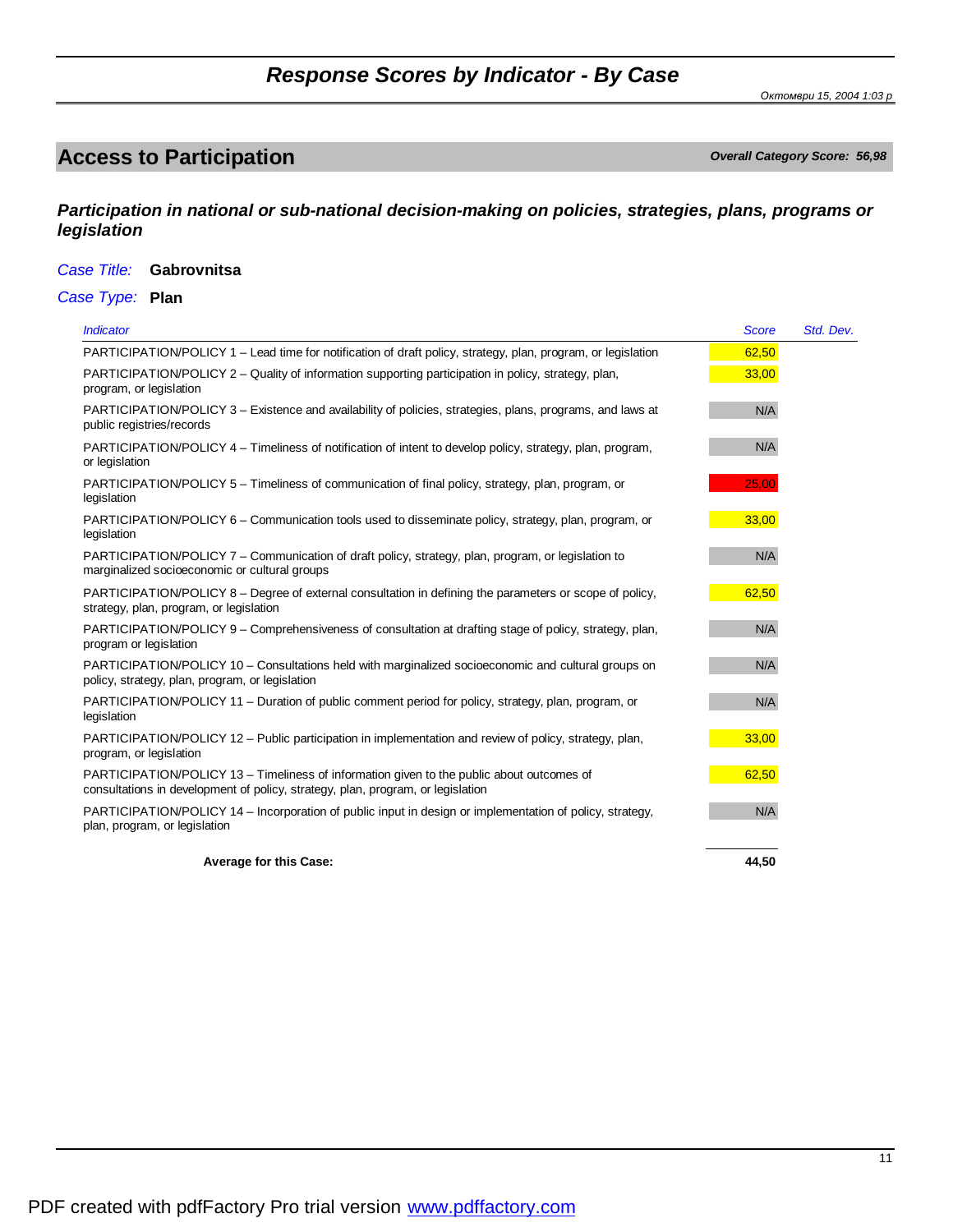# Response Scores by Indicator - By Case

*Октомври 15, 2004 1:03 р*

## Access to Participation

***Overall Category Score: 56,98***

### *Participation in national or sub-national decision-making on policies, strategies, plans, programs or legislation*

*Case Title:* **Gabrovnitsa**

*Case Type:* **Plan**

| *Indicator* | *Score* | *Std. Dev.* |
|---|---|---|
| PARTICIPATION/POLICY 1 – Lead time for notification of draft policy, strategy, plan, program, or legislation | 62,50 | |
| PARTICIPATION/POLICY 2 – Quality of information supporting participation in policy, strategy, plan, program, or legislation | 33,00 | |
| PARTICIPATION/POLICY 3 – Existence and availability of policies, strategies, plans, programs, and laws at public registries/records | N/A | |
| PARTICIPATION/POLICY 4 – Timeliness of notification of intent to develop policy, strategy, plan, program, or legislation | N/A | |
| PARTICIPATION/POLICY 5 – Timeliness of communication of final policy, strategy, plan, program, or legislation | 25,00 | |
| PARTICIPATION/POLICY 6 – Communication tools used to disseminate policy, strategy, plan, program, or legislation | 33,00 | |
| PARTICIPATION/POLICY 7 – Communication of draft policy, strategy, plan, program, or legislation to marginalized socioeconomic or cultural groups | N/A | |
| PARTICIPATION/POLICY 8 – Degree of external consultation in defining the parameters or scope of policy, strategy, plan, program, or legislation | 62,50 | |
| PARTICIPATION/POLICY 9 – Comprehensiveness of consultation at drafting stage of policy, strategy, plan, program or legislation | N/A | |
| PARTICIPATION/POLICY 10 – Consultations held with marginalized socioeconomic and cultural groups on policy, strategy, plan, program, or legislation | N/A | |
| PARTICIPATION/POLICY 11 – Duration of public comment period for policy, strategy, plan, program, or legislation | N/A | |
| PARTICIPATION/POLICY 12 – Public participation in implementation and review of policy, strategy, plan, program, or legislation | 33,00 | |
| PARTICIPATION/POLICY 13 – Timeliness of information given to the public about outcomes of consultations in development of policy, strategy, plan, program, or legislation | 62,50 | |
| PARTICIPATION/POLICY 14 – Incorporation of public input in design or implementation of policy, strategy, plan, program, or legislation | N/A | |
| **Average for this Case:** | **44,50** | |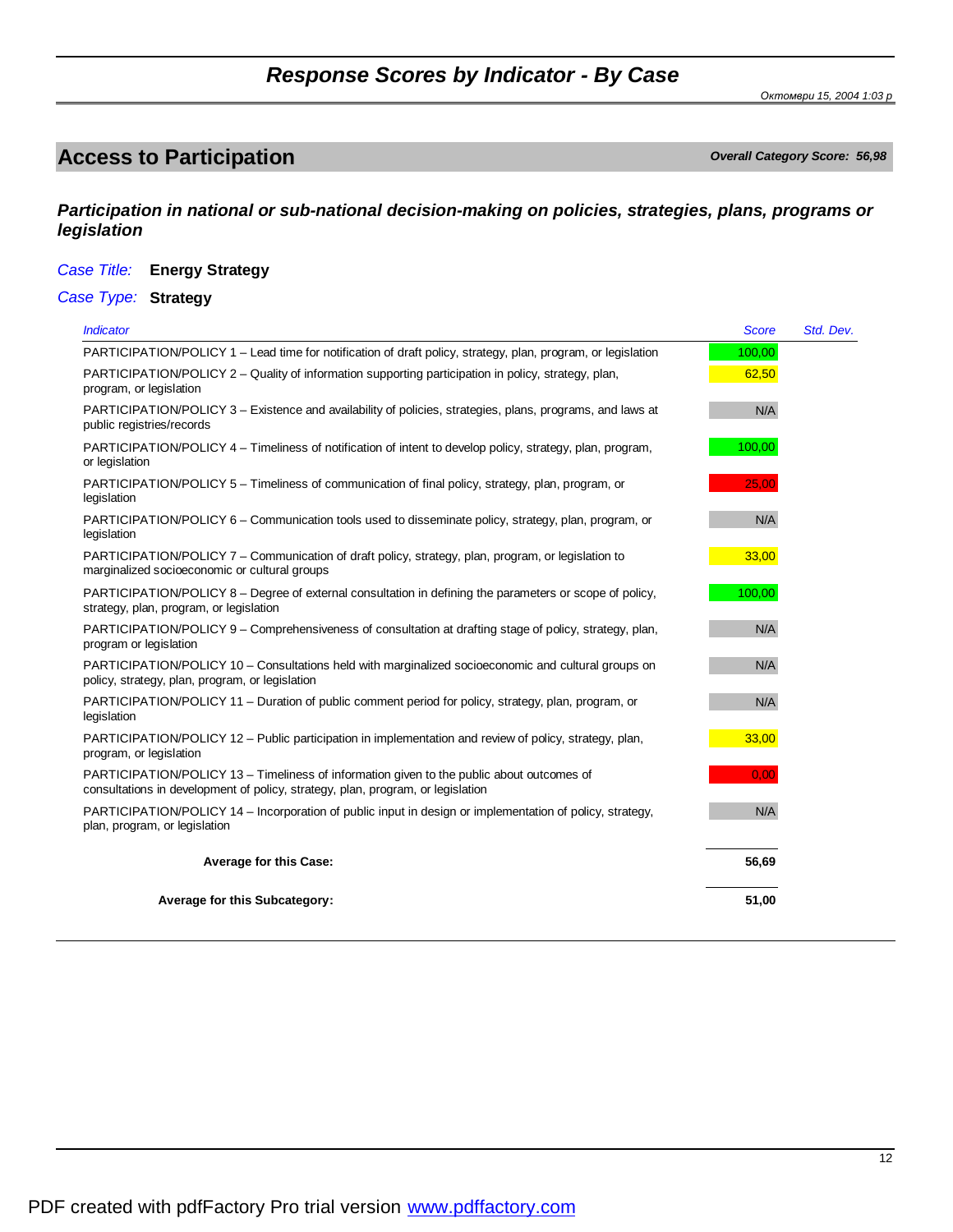# Response Scores by Indicator - By Case

*Октомври 15, 2004 1:03 p*

## Access to Participation

***Overall Category Score: 56,98***

### *Participation in national or sub-national decision-making on policies, strategies, plans, programs or legislation*

*Case Title:* **Energy Strategy**

*Case Type:* **Strategy**

| *Indicator* | *Score* | *Std. Dev.* |
|---|---|---|
| PARTICIPATION/POLICY 1 – Lead time for notification of draft policy, strategy, plan, program, or legislation | 100,00 | |
| PARTICIPATION/POLICY 2 – Quality of information supporting participation in policy, strategy, plan, program, or legislation | 62,50 | |
| PARTICIPATION/POLICY 3 – Existence and availability of policies, strategies, plans, programs, and laws at public registries/records | N/A | |
| PARTICIPATION/POLICY 4 – Timeliness of notification of intent to develop policy, strategy, plan, program, or legislation | 100,00 | |
| PARTICIPATION/POLICY 5 – Timeliness of communication of final policy, strategy, plan, program, or legislation | 25,00 | |
| PARTICIPATION/POLICY 6 – Communication tools used to disseminate policy, strategy, plan, program, or legislation | N/A | |
| PARTICIPATION/POLICY 7 – Communication of draft policy, strategy, plan, program, or legislation to marginalized socioeconomic or cultural groups | 33,00 | |
| PARTICIPATION/POLICY 8 – Degree of external consultation in defining the parameters or scope of policy, strategy, plan, program, or legislation | 100,00 | |
| PARTICIPATION/POLICY 9 – Comprehensiveness of consultation at drafting stage of policy, strategy, plan, program or legislation | N/A | |
| PARTICIPATION/POLICY 10 – Consultations held with marginalized socioeconomic and cultural groups on policy, strategy, plan, program, or legislation | N/A | |
| PARTICIPATION/POLICY 11 – Duration of public comment period for policy, strategy, plan, program, or legislation | N/A | |
| PARTICIPATION/POLICY 12 – Public participation in implementation and review of policy, strategy, plan, program, or legislation | 33,00 | |
| PARTICIPATION/POLICY 13 – Timeliness of information given to the public about outcomes of consultations in development of policy, strategy, plan, program, or legislation | 0,00 | |
| PARTICIPATION/POLICY 14 – Incorporation of public input in design or implementation of policy, strategy, plan, program, or legislation | N/A | |
| **Average for this Case:** | **56,69** | |
| **Average for this Subcategory:** | **51,00** | |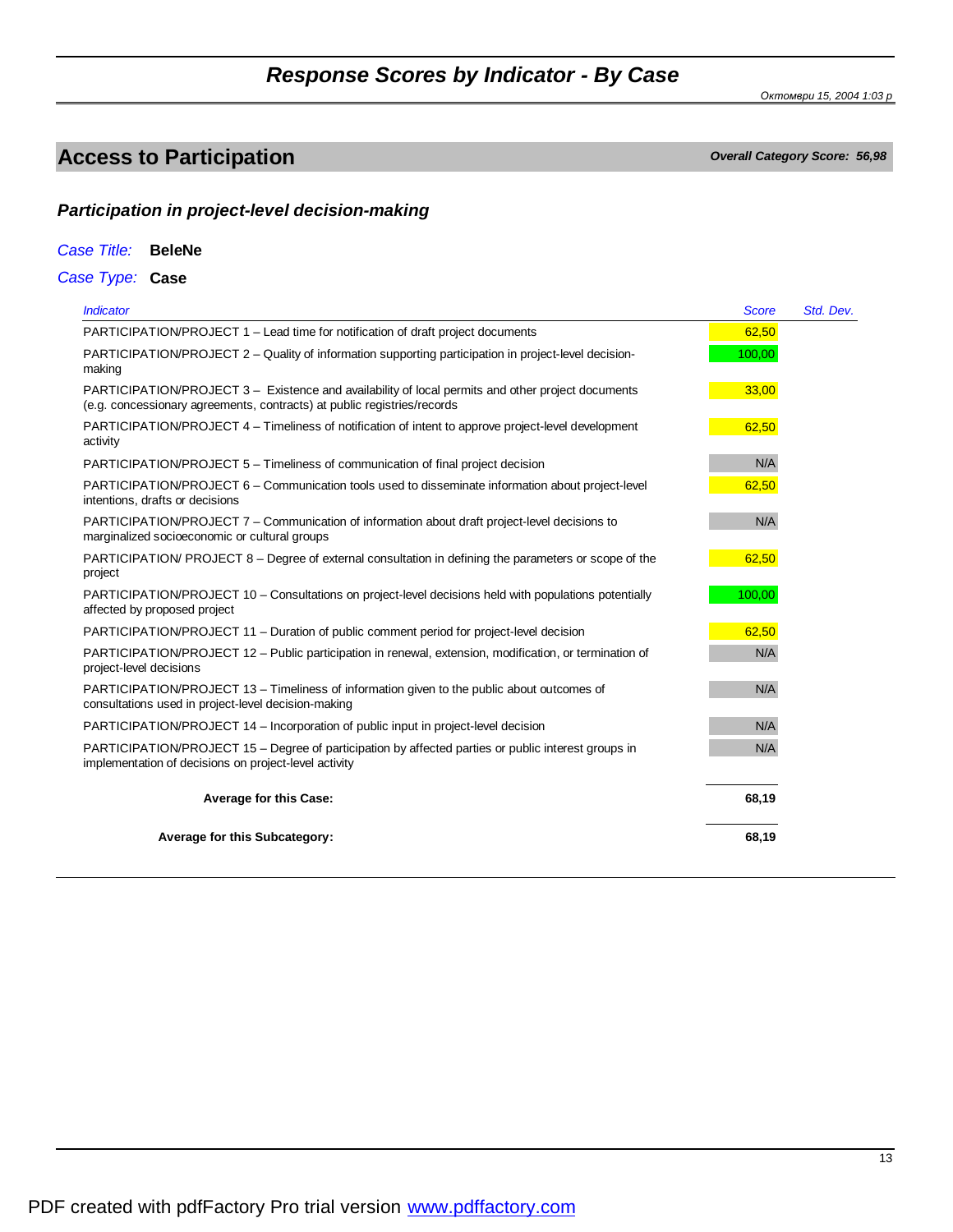# Response Scores by Indicator - By Case

*Октомври 15, 2004 1:03 p*

## Access to Participation

***Overall Category Score: 56,98***

### *Participation in project-level decision-making*

*Case Title:* **BeleNe**

*Case Type:* **Case**

| *Indicator* | *Score* | *Std. Dev.* |
|---|---|---|
| PARTICIPATION/PROJECT 1 – Lead time for notification of draft project documents | 62,50 | |
| PARTICIPATION/PROJECT 2 – Quality of information supporting participation in project-level decision-making | 100,00 | |
| PARTICIPATION/PROJECT 3 – Existence and availability of local permits and other project documents (e.g. concessionary agreements, contracts) at public registries/records | 33,00 | |
| PARTICIPATION/PROJECT 4 – Timeliness of notification of intent to approve project-level development activity | 62,50 | |
| PARTICIPATION/PROJECT 5 – Timeliness of communication of final project decision | N/A | |
| PARTICIPATION/PROJECT 6 – Communication tools used to disseminate information about project-level intentions, drafts or decisions | 62,50 | |
| PARTICIPATION/PROJECT 7 – Communication of information about draft project-level decisions to marginalized socioeconomic or cultural groups | N/A | |
| PARTICIPATION/ PROJECT 8 – Degree of external consultation in defining the parameters or scope of the project | 62,50 | |
| PARTICIPATION/PROJECT 10 – Consultations on project-level decisions held with populations potentially affected by proposed project | 100,00 | |
| PARTICIPATION/PROJECT 11 – Duration of public comment period for project-level decision | 62,50 | |
| PARTICIPATION/PROJECT 12 – Public participation in renewal, extension, modification, or termination of project-level decisions | N/A | |
| PARTICIPATION/PROJECT 13 – Timeliness of information given to the public about outcomes of consultations used in project-level decision-making | N/A | |
| PARTICIPATION/PROJECT 14 – Incorporation of public input in project-level decision | N/A | |
| PARTICIPATION/PROJECT 15 – Degree of participation by affected parties or public interest groups in implementation of decisions on project-level activity | N/A | |
| **Average for this Case:** | **68,19** | |
| **Average for this Subcategory:** | **68,19** | |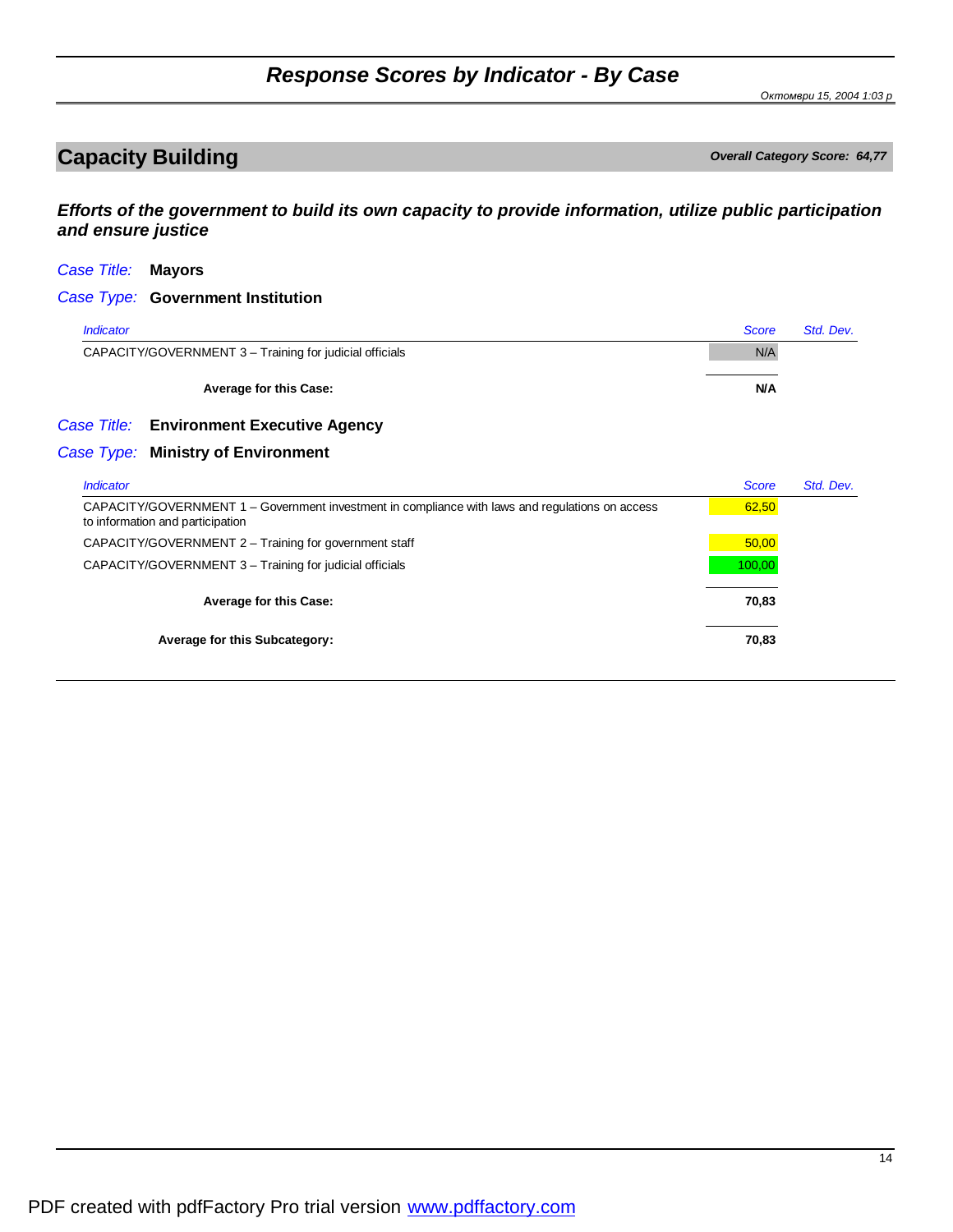# Response Scores by Indicator - By Case

*Октомври 15, 2004 1:03 p*

## Capacity Building

***Overall Category Score: 64,77***

***Efforts of the government to build its own capacity to provide information, utilize public participation and ensure justice***

*Case Title:* **Mayors**

*Case Type:* **Government Institution**

| *Indicator* | *Score* | *Std. Dev.* |
|---|---|---|
| CAPACITY/GOVERNMENT 3 – Training for judicial officials | N/A | |
| **Average for this Case:** | **N/A** | |

*Case Title:* **Environment Executive Agency**

*Case Type:* **Ministry of Environment**

| *Indicator* | *Score* | *Std. Dev.* |
|---|---|---|
| CAPACITY/GOVERNMENT 1 – Government investment in compliance with laws and regulations on access to information and participation | 62,50 | |
| CAPACITY/GOVERNMENT 2 – Training for government staff | 50,00 | |
| CAPACITY/GOVERNMENT 3 – Training for judicial officials | 100,00 | |
| **Average for this Case:** | **70,83** | |
| **Average for this Subcategory:** | **70,83** | |

PDF created with pdfFactory Pro trial version www.pdffactory.com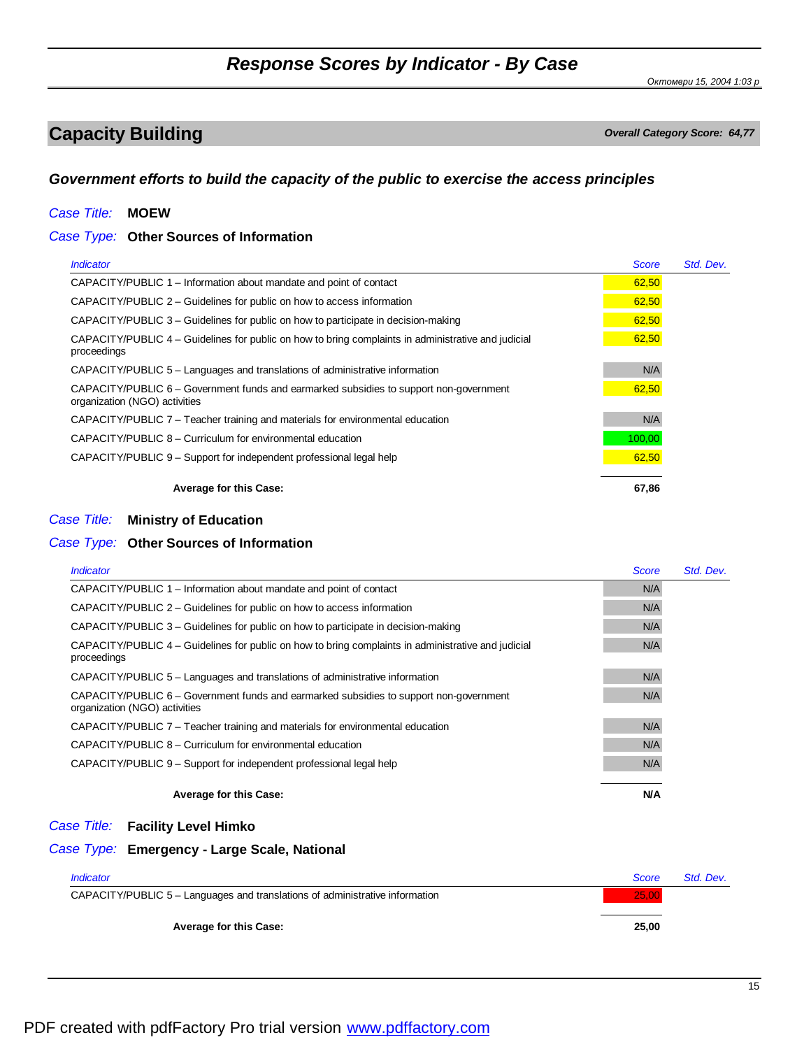# Response Scores by Indicator - By Case

*Октомври 15, 2004 1:03 р*

## Capacity Building

***Overall Category Score: 64,77***

### *Government efforts to build the capacity of the public to exercise the access principles*

*Case Title:* **MOEW**

*Case Type:* **Other Sources of Information**

| *Indicator* | *Score* | *Std. Dev.* |
|---|---|---|
| CAPACITY/PUBLIC 1 – Information about mandate and point of contact | 62,50 | |
| CAPACITY/PUBLIC 2 – Guidelines for public on how to access information | 62,50 | |
| CAPACITY/PUBLIC 3 – Guidelines for public on how to participate in decision-making | 62,50 | |
| CAPACITY/PUBLIC 4 – Guidelines for public on how to bring complaints in administrative and judicial proceedings | 62,50 | |
| CAPACITY/PUBLIC 5 – Languages and translations of administrative information | N/A | |
| CAPACITY/PUBLIC 6 – Government funds and earmarked subsidies to support non-government organization (NGO) activities | 62,50 | |
| CAPACITY/PUBLIC 7 – Teacher training and materials for environmental education | N/A | |
| CAPACITY/PUBLIC 8 – Curriculum for environmental education | 100,00 | |
| CAPACITY/PUBLIC 9 – Support for independent professional legal help | 62,50 | |
| **Average for this Case:** | **67,86** | |

*Case Title:* **Ministry of Education**

*Case Type:* **Other Sources of Information**

| *Indicator* | *Score* | *Std. Dev.* |
|---|---|---|
| CAPACITY/PUBLIC 1 – Information about mandate and point of contact | N/A | |
| CAPACITY/PUBLIC 2 – Guidelines for public on how to access information | N/A | |
| CAPACITY/PUBLIC 3 – Guidelines for public on how to participate in decision-making | N/A | |
| CAPACITY/PUBLIC 4 – Guidelines for public on how to bring complaints in administrative and judicial proceedings | N/A | |
| CAPACITY/PUBLIC 5 – Languages and translations of administrative information | N/A | |
| CAPACITY/PUBLIC 6 – Government funds and earmarked subsidies to support non-government organization (NGO) activities | N/A | |
| CAPACITY/PUBLIC 7 – Teacher training and materials for environmental education | N/A | |
| CAPACITY/PUBLIC 8 – Curriculum for environmental education | N/A | |
| CAPACITY/PUBLIC 9 – Support for independent professional legal help | N/A | |
| **Average for this Case:** | **N/A** | |

*Case Title:* **Facility Level Himko**

*Case Type:* **Emergency - Large Scale, National**

| *Indicator* | *Score* | *Std. Dev.* |
|---|---|---|
| CAPACITY/PUBLIC 5 – Languages and translations of administrative information | 25,00 | |
| **Average for this Case:** | **25,00** | |

PDF created with pdfFactory Pro trial version [www.pdffactory.com](http://www.pdffactory.com)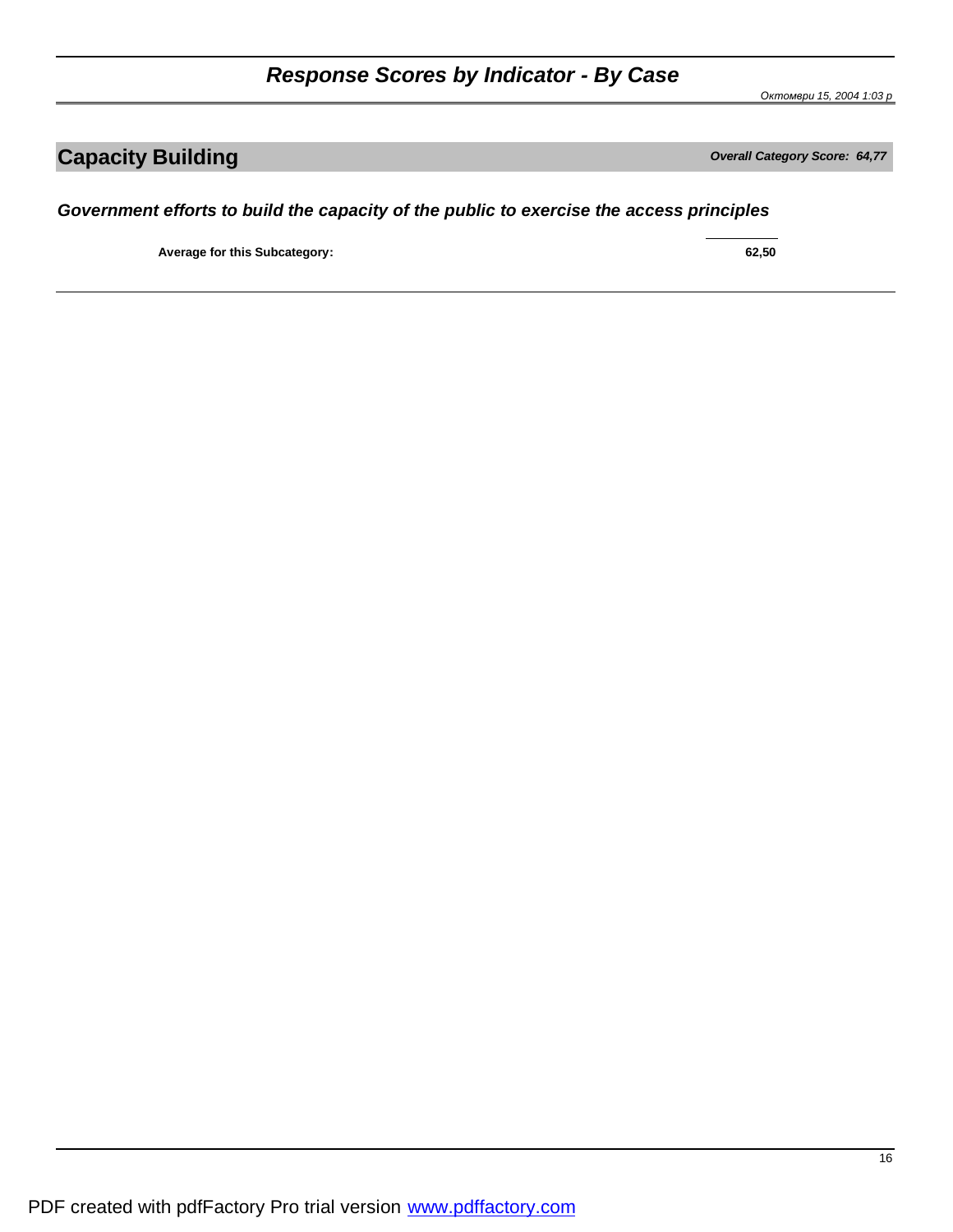## Capacity Building

***Overall Category Score: 64,77***

***Government efforts to build the capacity of the public to exercise the access principles***

| | |
|---|---|
| **Average for this Subcategory:** | **62,50** |